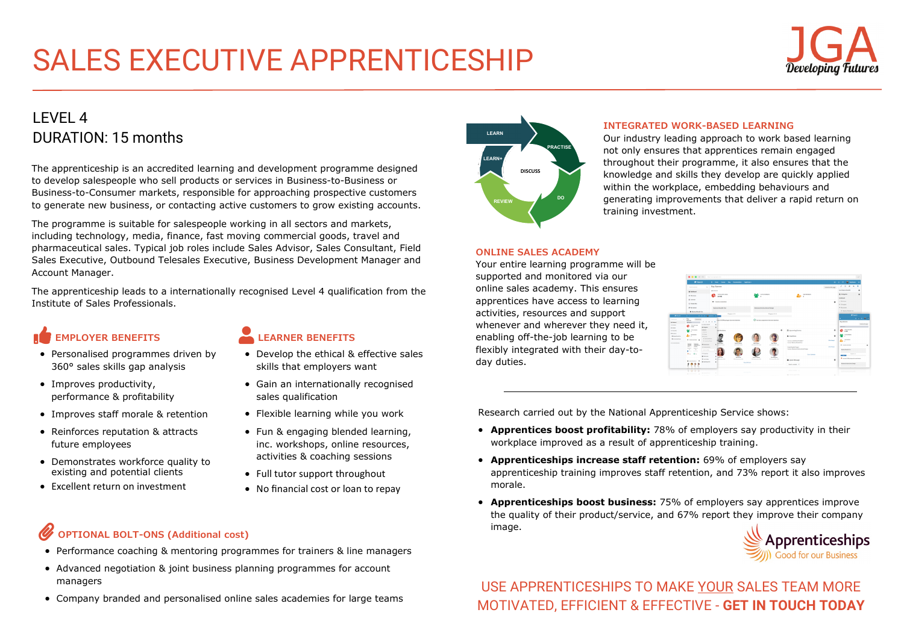# SALES EXECUTIVE APPRENTICESHIP

JGA
*Developing Futures*

## LEVEL 4
## DURATION: 15 months

The apprenticeship is an accredited learning and development programme designed to develop salespeople who sell products or services in Business-to-Business or Business-to-Consumer markets, responsible for approaching prospective customers to generate new business, or contacting active customers to grow existing accounts.

The programme is suitable for salespeople working in all sectors and markets, including technology, media, finance, fast moving commercial goods, travel and pharmaceutical sales. Typical job roles include Sales Advisor, Sales Consultant, Field Sales Executive, Outbound Telesales Executive, Business Development Manager and Account Manager.

The apprenticeship leads to a internationally recognised Level 4 qualification from the Institute of Sales Professionals.

### EMPLOYER BENEFITS

- Personalised programmes driven by 360° sales skills gap analysis
- Improves productivity, performance & profitability
- Improves staff morale & retention
- Reinforces reputation & attracts future employees
- Demonstrates workforce quality to existing and potential clients
- Excellent return on investment

### LEARNER BENEFITS

- Develop the ethical & effective sales skills that employers want
- Gain an internationally recognised sales qualification
- Flexible learning while you work
- Fun & engaging blended learning, inc. workshops, online resources, activities & coaching sessions
- Full tutor support throughout
- No financial cost or loan to repay

### OPTIONAL BOLT-ONS (Additional cost)

- Performance coaching & mentoring programmes for trainers & line managers
- Advanced negotiation & joint business planning programmes for account managers
- Company branded and personalised online sales academies for large teams

LEARN → PRACTISE → DO → REVIEW → LEARN+ (DISCUSS)

### INTEGRATED WORK-BASED LEARNING

Our industry leading approach to work based learning not only ensures that apprentices remain engaged throughout their programme, it also ensures that the knowledge and skills they develop are quickly applied within the workplace, embedding behaviours and generating improvements that deliver a rapid return on training investment.

### ONLINE SALES ACADEMY

Your entire learning programme will be supported and monitored via our online sales academy. This ensures apprentices have access to learning activities, resources and support whenever and wherever they need it, enabling off-the-job learning to be flexibly integrated with their day-to-day duties.

---

Research carried out by the National Apprenticeship Service shows:

- **Apprentices boost profitability:** 78% of employers say productivity in their workplace improved as a result of apprenticeship training.
- **Apprenticeships increase staff retention:** 69% of employers say apprenticeship training improves staff retention, and 73% report it also improves morale.
- **Apprenticeships boost business:** 75% of employers say apprentices improve the quality of their product/service, and 67% report they improve their company image.

Apprenticeships
Good for our Business

USE APPRENTICESHIPS TO MAKE YOUR SALES TEAM MORE MOTIVATED, EFFICIENT & EFFECTIVE - **GET IN TOUCH TODAY**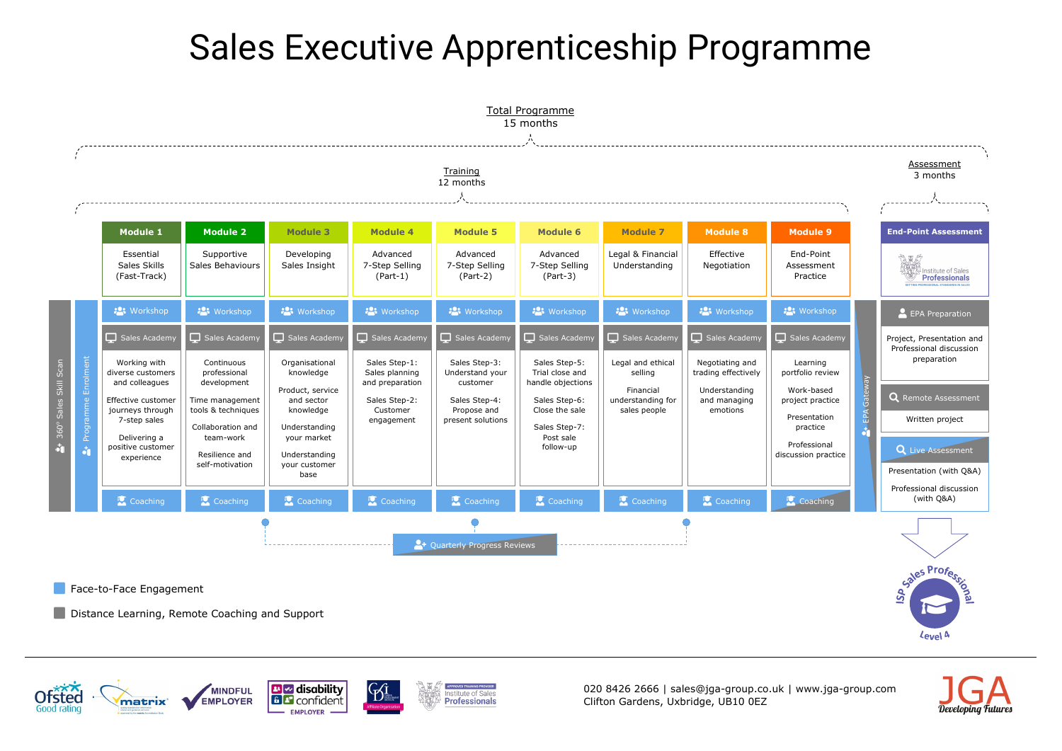# Sales Executive Apprenticeship Programme

**Total Programme**
15 months

**Training**
12 months

**Assessment**
3 months

360° Sales Skill Scan

Programme Enrolment

| Module 1 | Module 2 | Module 3 | Module 4 | Module 5 | Module 6 | Module 7 | Module 8 | Module 9 |
|---|---|---|---|---|---|---|---|---|
| Essential Sales Skills (Fast-Track) | Supportive Sales Behaviours | Developing Sales Insight | Advanced 7-Step Selling (Part-1) | Advanced 7-Step Selling (Part-2) | Advanced 7-Step Selling (Part-3) | Legal & Financial Understanding | Effective Negotiation | End-Point Assessment Practice |
| Workshop | Workshop | Workshop | Workshop | Workshop | Workshop | Workshop | Workshop | Workshop |
| Sales Academy | Sales Academy | Sales Academy | Sales Academy | Sales Academy | Sales Academy | Sales Academy | Sales Academy | Sales Academy |
| Working with diverse customers and colleagues<br>Effective customer journeys through 7-step sales<br>Delivering a positive customer experience | Continuous professional development<br>Time management tools & techniques<br>Collaboration and team-work<br>Resilience and self-motivation | Organisational knowledge<br>Product, service and sector knowledge<br>Understanding your market<br>Understanding your customer base | Sales Step-1: Sales planning and preparation<br>Sales Step-2: Customer engagement | Sales Step-3: Understand your customer<br>Sales Step-4: Propose and present solutions | Sales Step-5: Trial close and handle objections<br>Sales Step-6: Close the sale<br>Sales Step-7: Post sale follow-up | Legal and ethical selling<br>Financial understanding for sales people | Negotiating and trading effectively<br>Understanding and managing emotions | Learning portfolio review<br>Work-based project practice<br>Presentation practice<br>Professional discussion practice |
| Coaching | Coaching | Coaching | Coaching | Coaching | Coaching | Coaching | Coaching | Coaching |

Quarterly Progress Reviews

EPA Gateway

**End-Point Assessment**

Institute of Sales Professionals

EPA Preparation
- Project, Presentation and Professional discussion preparation

Remote Assessment
- Written project

Live Assessment
- Presentation (with Q&A)
- Professional discussion (with Q&A)

ISP Sales Professional Level 4

- Face-to-Face Engagement
- Distance Learning, Remote Coaching and Support

---

Ofsted Good rating | matrix | MINDFUL EMPLOYER | disability confident EMPLOYER | Institute of Sales Professionals

020 8426 2666 | sales@jga-group.co.uk | www.jga-group.com
Clifton Gardens, Uxbridge, UB10 0EZ

JGA *Developing Futures*